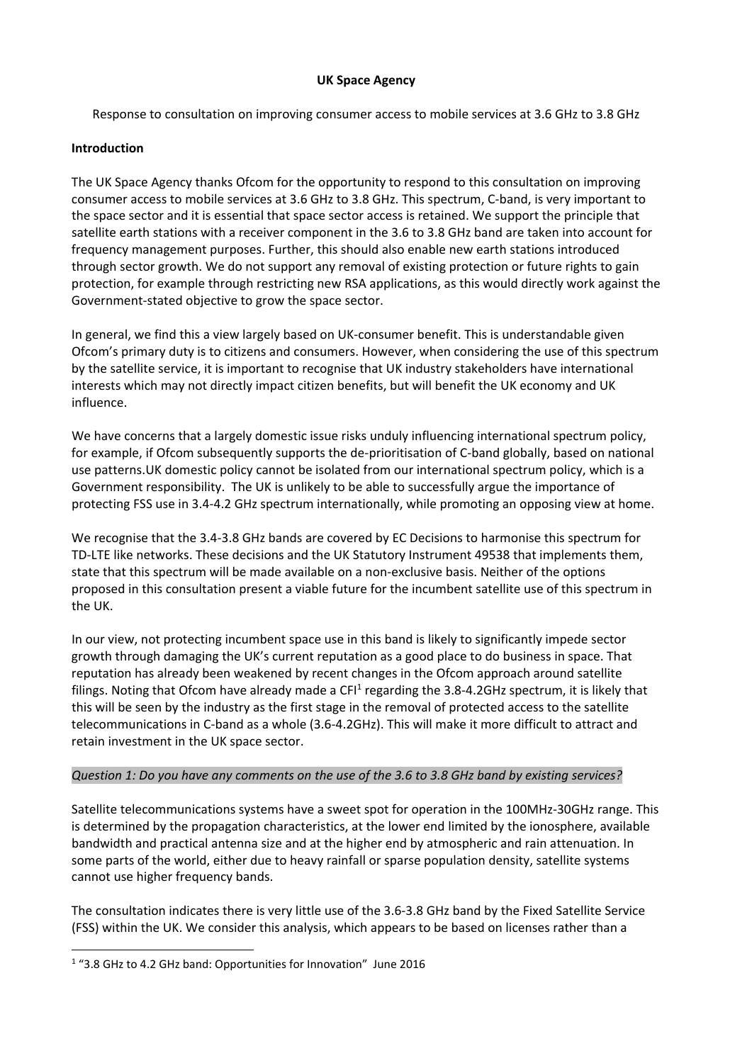**UK Space Agency**

Response to consultation on improving consumer access to mobile services at 3.6 GHz to 3.8 GHz

**Introduction**

The UK Space Agency thanks Ofcom for the opportunity to respond to this consultation on improving consumer access to mobile services at 3.6 GHz to 3.8 GHz. This spectrum, C-band, is very important to the space sector and it is essential that space sector access is retained. We support the principle that satellite earth stations with a receiver component in the 3.6 to 3.8 GHz band are taken into account for frequency management purposes. Further, this should also enable new earth stations introduced through sector growth. We do not support any removal of existing protection or future rights to gain protection, for example through restricting new RSA applications, as this would directly work against the Government-stated objective to grow the space sector.

In general, we find this a view largely based on UK-consumer benefit. This is understandable given Ofcom's primary duty is to citizens and consumers. However, when considering the use of this spectrum by the satellite service, it is important to recognise that UK industry stakeholders have international interests which may not directly impact citizen benefits, but will benefit the UK economy and UK influence.

We have concerns that a largely domestic issue risks unduly influencing international spectrum policy, for example, if Ofcom subsequently supports the de-prioritisation of C-band globally, based on national use patterns.UK domestic policy cannot be isolated from our international spectrum policy, which is a Government responsibility. The UK is unlikely to be able to successfully argue the importance of protecting FSS use in 3.4-4.2 GHz spectrum internationally, while promoting an opposing view at home.

We recognise that the 3.4-3.8 GHz bands are covered by EC Decisions to harmonise this spectrum for TD-LTE like networks. These decisions and the UK Statutory Instrument 49538 that implements them, state that this spectrum will be made available on a non-exclusive basis. Neither of the options proposed in this consultation present a viable future for the incumbent satellite use of this spectrum in the UK.

In our view, not protecting incumbent space use in this band is likely to significantly impede sector growth through damaging the UK's current reputation as a good place to do business in space. That reputation has already been weakened by recent changes in the Ofcom approach around satellite filings. Noting that Ofcom have already made a CFI[1] regarding the 3.8-4.2GHz spectrum, it is likely that this will be seen by the industry as the first stage in the removal of protected access to the satellite telecommunications in C-band as a whole (3.6-4.2GHz). This will make it more difficult to attract and retain investment in the UK space sector.

*Question 1: Do you have any comments on the use of the 3.6 to 3.8 GHz band by existing services?*

Satellite telecommunications systems have a sweet spot for operation in the 100MHz-30GHz range. This is determined by the propagation characteristics, at the lower end limited by the ionosphere, available bandwidth and practical antenna size and at the higher end by atmospheric and rain attenuation. In some parts of the world, either due to heavy rainfall or sparse population density, satellite systems cannot use higher frequency bands.

The consultation indicates there is very little use of the 3.6-3.8 GHz band by the Fixed Satellite Service (FSS) within the UK. We consider this analysis, which appears to be based on licenses rather than a

[1] "3.8 GHz to 4.2 GHz band: Opportunities for Innovation" June 2016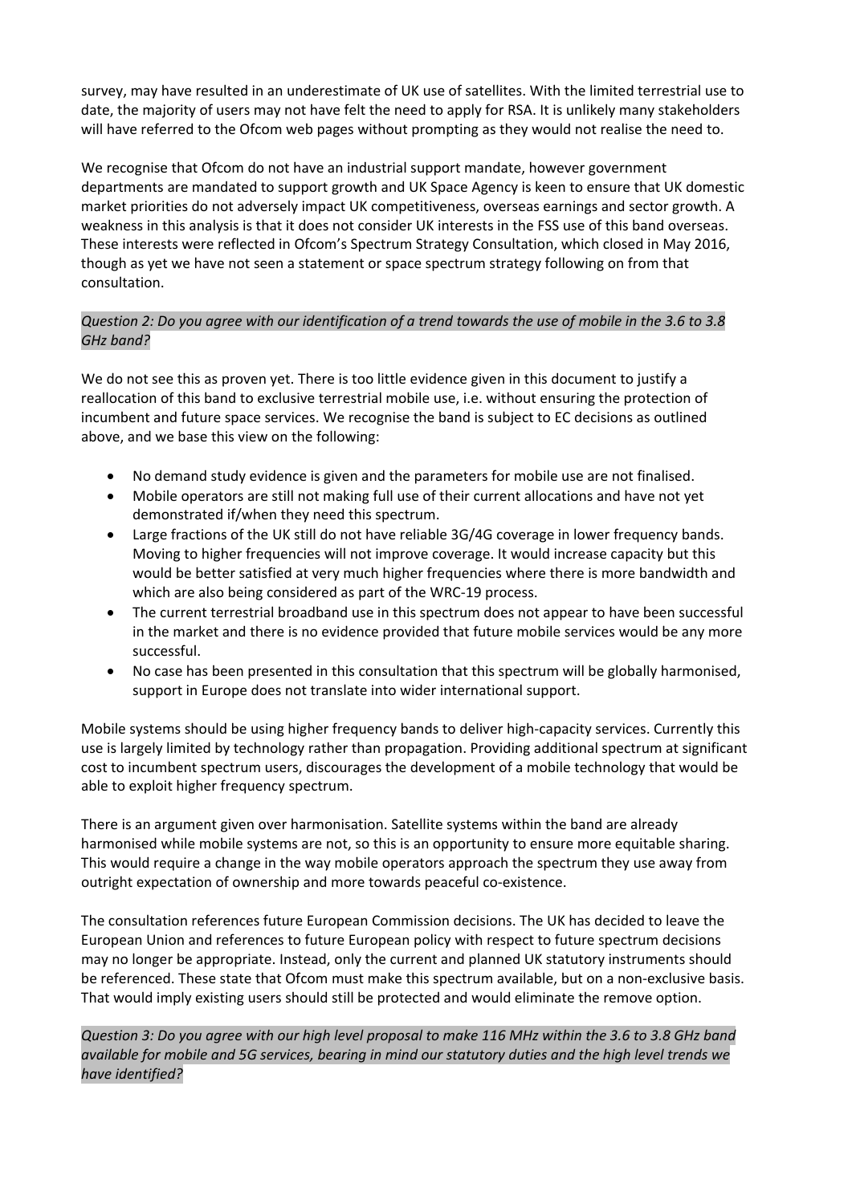survey, may have resulted in an underestimate of UK use of satellites. With the limited terrestrial use to date, the majority of users may not have felt the need to apply for RSA. It is unlikely many stakeholders will have referred to the Ofcom web pages without prompting as they would not realise the need to.

We recognise that Ofcom do not have an industrial support mandate, however government departments are mandated to support growth and UK Space Agency is keen to ensure that UK domestic market priorities do not adversely impact UK competitiveness, overseas earnings and sector growth. A weakness in this analysis is that it does not consider UK interests in the FSS use of this band overseas. These interests were reflected in Ofcom's Spectrum Strategy Consultation, which closed in May 2016, though as yet we have not seen a statement or space spectrum strategy following on from that consultation.

*Question 2: Do you agree with our identification of a trend towards the use of mobile in the 3.6 to 3.8 GHz band?*

We do not see this as proven yet. There is too little evidence given in this document to justify a reallocation of this band to exclusive terrestrial mobile use, i.e. without ensuring the protection of incumbent and future space services. We recognise the band is subject to EC decisions as outlined above, and we base this view on the following:

- No demand study evidence is given and the parameters for mobile use are not finalised.
- Mobile operators are still not making full use of their current allocations and have not yet demonstrated if/when they need this spectrum.
- Large fractions of the UK still do not have reliable 3G/4G coverage in lower frequency bands. Moving to higher frequencies will not improve coverage. It would increase capacity but this would be better satisfied at very much higher frequencies where there is more bandwidth and which are also being considered as part of the WRC-19 process.
- The current terrestrial broadband use in this spectrum does not appear to have been successful in the market and there is no evidence provided that future mobile services would be any more successful.
- No case has been presented in this consultation that this spectrum will be globally harmonised, support in Europe does not translate into wider international support.

Mobile systems should be using higher frequency bands to deliver high-capacity services. Currently this use is largely limited by technology rather than propagation. Providing additional spectrum at significant cost to incumbent spectrum users, discourages the development of a mobile technology that would be able to exploit higher frequency spectrum.

There is an argument given over harmonisation. Satellite systems within the band are already harmonised while mobile systems are not, so this is an opportunity to ensure more equitable sharing. This would require a change in the way mobile operators approach the spectrum they use away from outright expectation of ownership and more towards peaceful co-existence.

The consultation references future European Commission decisions. The UK has decided to leave the European Union and references to future European policy with respect to future spectrum decisions may no longer be appropriate. Instead, only the current and planned UK statutory instruments should be referenced. These state that Ofcom must make this spectrum available, but on a non-exclusive basis. That would imply existing users should still be protected and would eliminate the remove option.

*Question 3: Do you agree with our high level proposal to make 116 MHz within the 3.6 to 3.8 GHz band available for mobile and 5G services, bearing in mind our statutory duties and the high level trends we have identified?*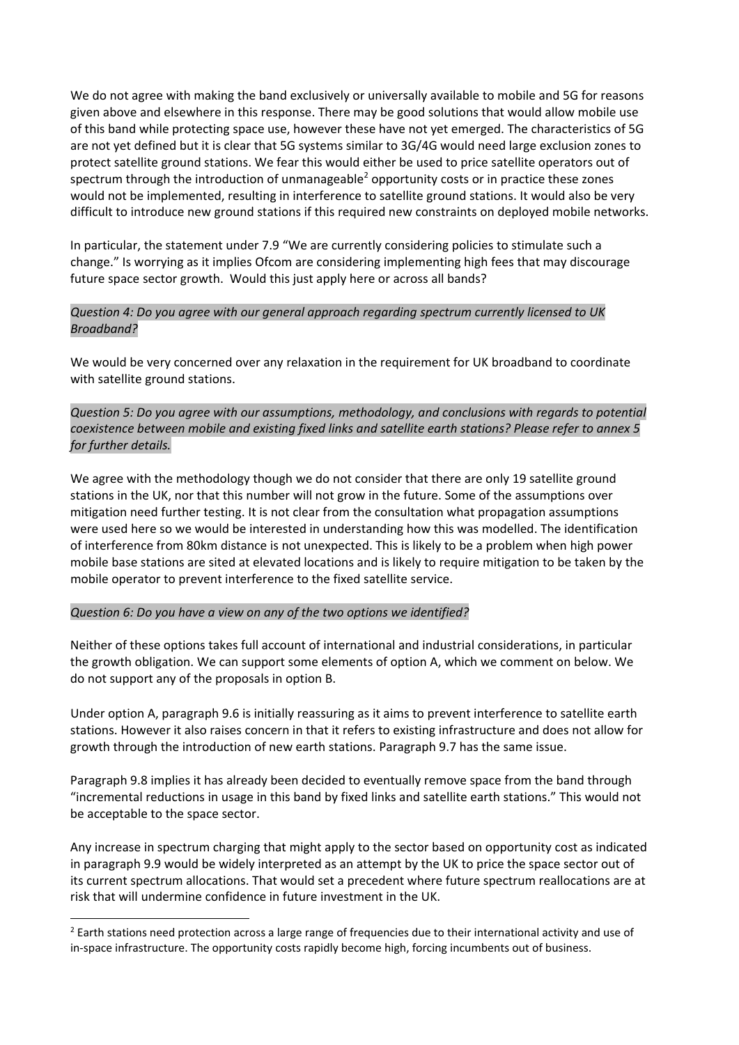We do not agree with making the band exclusively or universally available to mobile and 5G for reasons given above and elsewhere in this response. There may be good solutions that would allow mobile use of this band while protecting space use, however these have not yet emerged. The characteristics of 5G are not yet defined but it is clear that 5G systems similar to 3G/4G would need large exclusion zones to protect satellite ground stations. We fear this would either be used to price satellite operators out of spectrum through the introduction of unmanageable[2] opportunity costs or in practice these zones would not be implemented, resulting in interference to satellite ground stations. It would also be very difficult to introduce new ground stations if this required new constraints on deployed mobile networks.

In particular, the statement under 7.9 "We are currently considering policies to stimulate such a change." Is worrying as it implies Ofcom are considering implementing high fees that may discourage future space sector growth. Would this just apply here or across all bands?

*Question 4: Do you agree with our general approach regarding spectrum currently licensed to UK Broadband?*

We would be very concerned over any relaxation in the requirement for UK broadband to coordinate with satellite ground stations.

*Question 5: Do you agree with our assumptions, methodology, and conclusions with regards to potential coexistence between mobile and existing fixed links and satellite earth stations? Please refer to annex 5 for further details.*

We agree with the methodology though we do not consider that there are only 19 satellite ground stations in the UK, nor that this number will not grow in the future. Some of the assumptions over mitigation need further testing. It is not clear from the consultation what propagation assumptions were used here so we would be interested in understanding how this was modelled. The identification of interference from 80km distance is not unexpected. This is likely to be a problem when high power mobile base stations are sited at elevated locations and is likely to require mitigation to be taken by the mobile operator to prevent interference to the fixed satellite service.

*Question 6: Do you have a view on any of the two options we identified?*

Neither of these options takes full account of international and industrial considerations, in particular the growth obligation. We can support some elements of option A, which we comment on below. We do not support any of the proposals in option B.

Under option A, paragraph 9.6 is initially reassuring as it aims to prevent interference to satellite earth stations. However it also raises concern in that it refers to existing infrastructure and does not allow for growth through the introduction of new earth stations. Paragraph 9.7 has the same issue.

Paragraph 9.8 implies it has already been decided to eventually remove space from the band through "incremental reductions in usage in this band by fixed links and satellite earth stations." This would not be acceptable to the space sector.

Any increase in spectrum charging that might apply to the sector based on opportunity cost as indicated in paragraph 9.9 would be widely interpreted as an attempt by the UK to price the space sector out of its current spectrum allocations. That would set a precedent where future spectrum reallocations are at risk that will undermine confidence in future investment in the UK.

---

[2] Earth stations need protection across a large range of frequencies due to their international activity and use of in-space infrastructure. The opportunity costs rapidly become high, forcing incumbents out of business.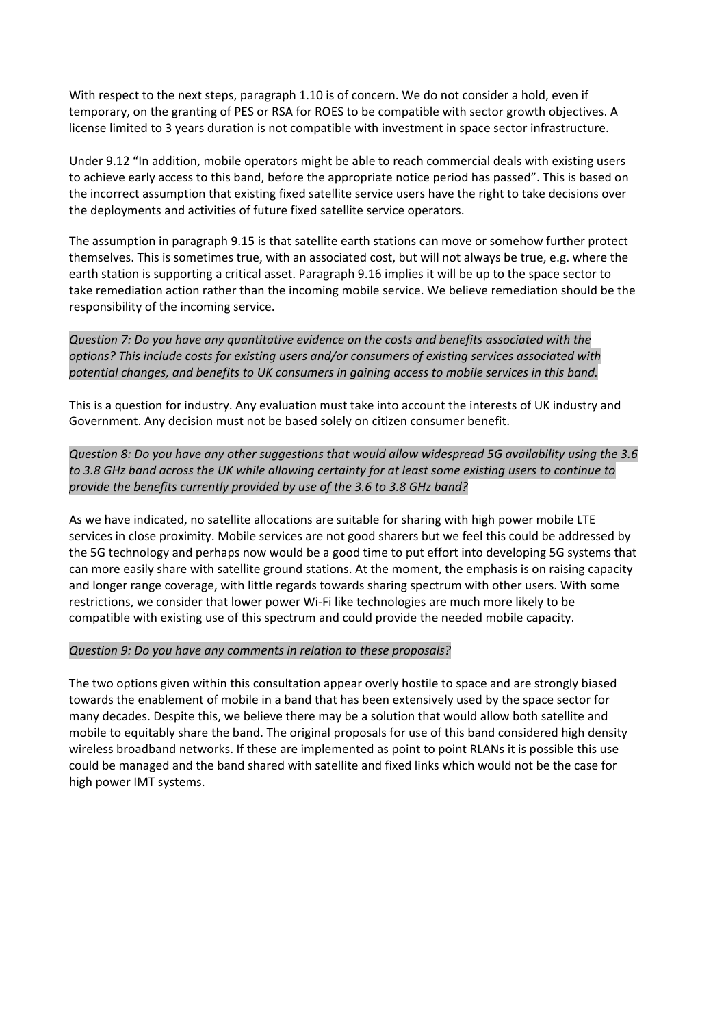With respect to the next steps, paragraph 1.10 is of concern. We do not consider a hold, even if temporary, on the granting of PES or RSA for ROES to be compatible with sector growth objectives. A license limited to 3 years duration is not compatible with investment in space sector infrastructure.

Under 9.12 "In addition, mobile operators might be able to reach commercial deals with existing users to achieve early access to this band, before the appropriate notice period has passed". This is based on the incorrect assumption that existing fixed satellite service users have the right to take decisions over the deployments and activities of future fixed satellite service operators.

The assumption in paragraph 9.15 is that satellite earth stations can move or somehow further protect themselves. This is sometimes true, with an associated cost, but will not always be true, e.g. where the earth station is supporting a critical asset. Paragraph 9.16 implies it will be up to the space sector to take remediation action rather than the incoming mobile service. We believe remediation should be the responsibility of the incoming service.

*Question 7: Do you have any quantitative evidence on the costs and benefits associated with the options? This include costs for existing users and/or consumers of existing services associated with potential changes, and benefits to UK consumers in gaining access to mobile services in this band.*

This is a question for industry. Any evaluation must take into account the interests of UK industry and Government. Any decision must not be based solely on citizen consumer benefit.

*Question 8: Do you have any other suggestions that would allow widespread 5G availability using the 3.6 to 3.8 GHz band across the UK while allowing certainty for at least some existing users to continue to provide the benefits currently provided by use of the 3.6 to 3.8 GHz band?*

As we have indicated, no satellite allocations are suitable for sharing with high power mobile LTE services in close proximity. Mobile services are not good sharers but we feel this could be addressed by the 5G technology and perhaps now would be a good time to put effort into developing 5G systems that can more easily share with satellite ground stations. At the moment, the emphasis is on raising capacity and longer range coverage, with little regards towards sharing spectrum with other users. With some restrictions, we consider that lower power Wi-Fi like technologies are much more likely to be compatible with existing use of this spectrum and could provide the needed mobile capacity.

*Question 9: Do you have any comments in relation to these proposals?*

The two options given within this consultation appear overly hostile to space and are strongly biased towards the enablement of mobile in a band that has been extensively used by the space sector for many decades. Despite this, we believe there may be a solution that would allow both satellite and mobile to equitably share the band. The original proposals for use of this band considered high density wireless broadband networks. If these are implemented as point to point RLANs it is possible this use could be managed and the band shared with satellite and fixed links which would not be the case for high power IMT systems.